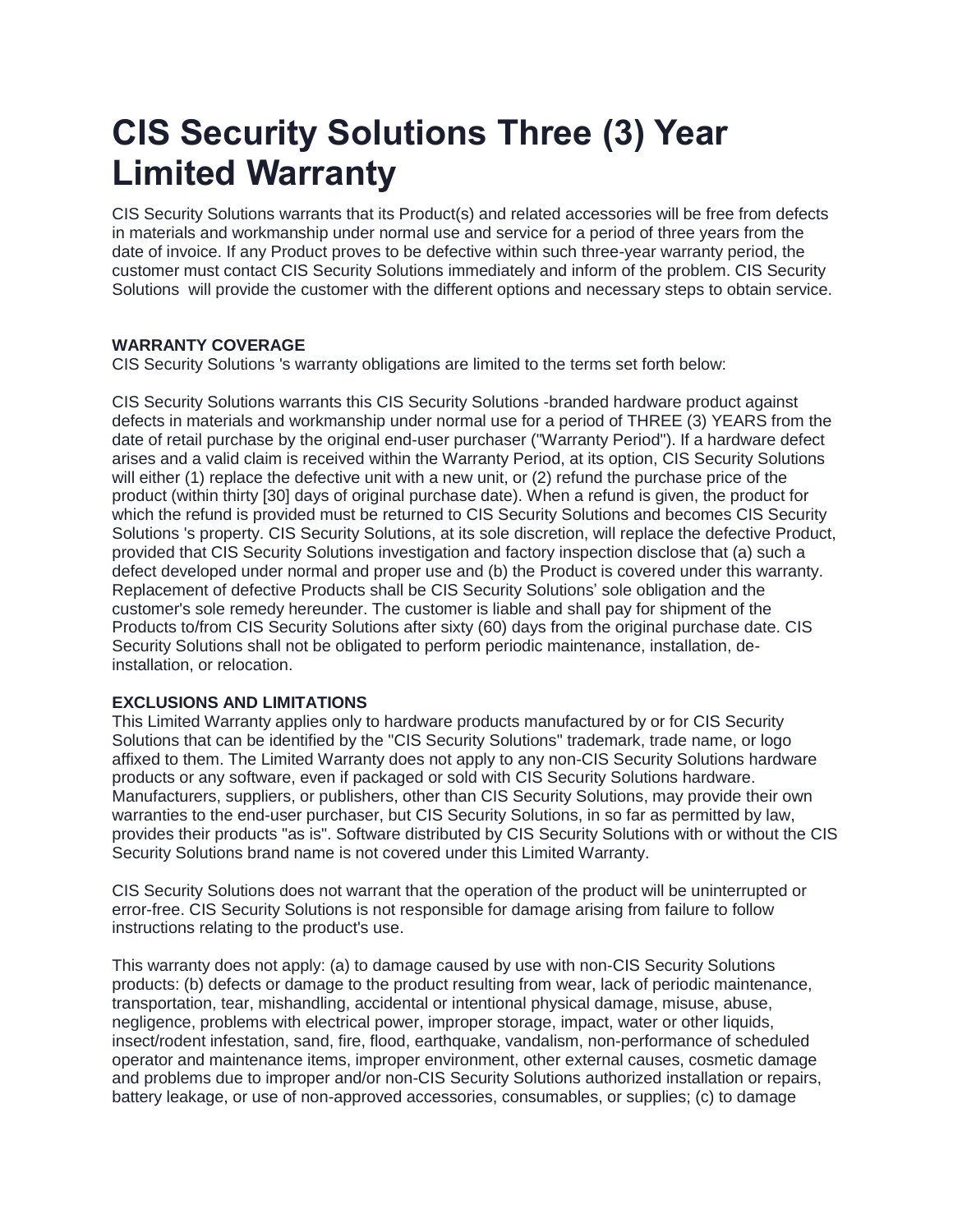# CIS Security Solutions Three (3) Year Limited Warranty

CIS Security Solutions warrants that its Product(s) and related accessories will be free from defects in materials and workmanship under normal use and service for a period of three years from the date of invoice. If any Product proves to be defective within such three-year warranty period, the customer must contact CIS Security Solutions immediately and inform of the problem. CIS Security Solutions will provide the customer with the different options and necessary steps to obtain service.

**WARRANTY COVERAGE**

CIS Security Solutions 's warranty obligations are limited to the terms set forth below:

CIS Security Solutions warrants this CIS Security Solutions -branded hardware product against defects in materials and workmanship under normal use for a period of THREE (3) YEARS from the date of retail purchase by the original end-user purchaser ("Warranty Period"). If a hardware defect arises and a valid claim is received within the Warranty Period, at its option, CIS Security Solutions will either (1) replace the defective unit with a new unit, or (2) refund the purchase price of the product (within thirty [30] days of original purchase date). When a refund is given, the product for which the refund is provided must be returned to CIS Security Solutions and becomes CIS Security Solutions 's property. CIS Security Solutions, at its sole discretion, will replace the defective Product, provided that CIS Security Solutions investigation and factory inspection disclose that (a) such a defect developed under normal and proper use and (b) the Product is covered under this warranty. Replacement of defective Products shall be CIS Security Solutions' sole obligation and the customer's sole remedy hereunder. The customer is liable and shall pay for shipment of the Products to/from CIS Security Solutions after sixty (60) days from the original purchase date. CIS Security Solutions shall not be obligated to perform periodic maintenance, installation, de-installation, or relocation.

**EXCLUSIONS AND LIMITATIONS**

This Limited Warranty applies only to hardware products manufactured by or for CIS Security Solutions that can be identified by the "CIS Security Solutions" trademark, trade name, or logo affixed to them. The Limited Warranty does not apply to any non-CIS Security Solutions hardware products or any software, even if packaged or sold with CIS Security Solutions hardware. Manufacturers, suppliers, or publishers, other than CIS Security Solutions, may provide their own warranties to the end-user purchaser, but CIS Security Solutions, in so far as permitted by law, provides their products "as is". Software distributed by CIS Security Solutions with or without the CIS Security Solutions brand name is not covered under this Limited Warranty.

CIS Security Solutions does not warrant that the operation of the product will be uninterrupted or error-free. CIS Security Solutions is not responsible for damage arising from failure to follow instructions relating to the product's use.

This warranty does not apply: (a) to damage caused by use with non-CIS Security Solutions products: (b) defects or damage to the product resulting from wear, lack of periodic maintenance, transportation, tear, mishandling, accidental or intentional physical damage, misuse, abuse, negligence, problems with electrical power, improper storage, impact, water or other liquids, insect/rodent infestation, sand, fire, flood, earthquake, vandalism, non-performance of scheduled operator and maintenance items, improper environment, other external causes, cosmetic damage and problems due to improper and/or non-CIS Security Solutions authorized installation or repairs, battery leakage, or use of non-approved accessories, consumables, or supplies; (c) to damage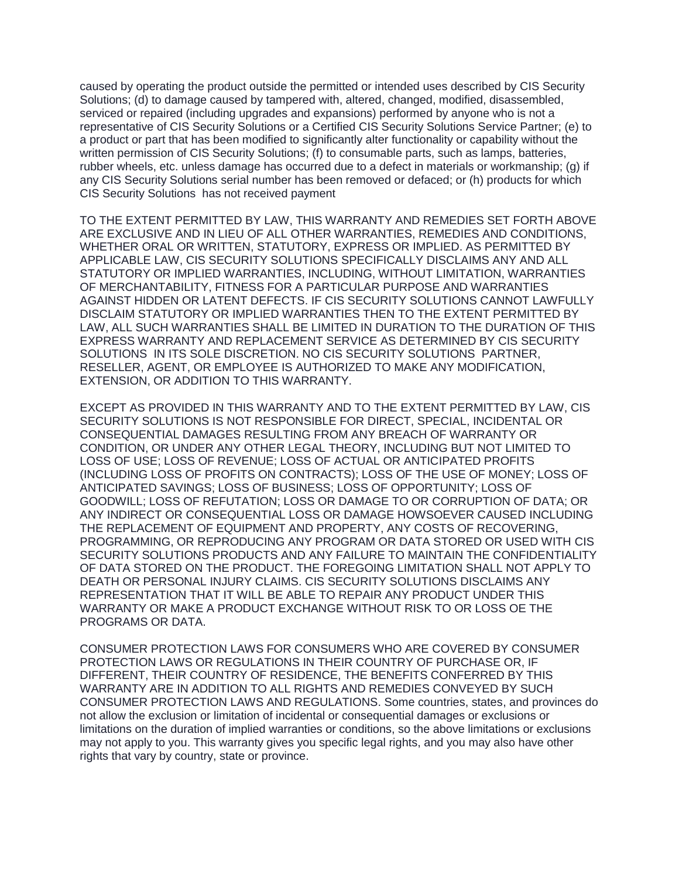caused by operating the product outside the permitted or intended uses described by CIS Security Solutions; (d) to damage caused by tampered with, altered, changed, modified, disassembled, serviced or repaired (including upgrades and expansions) performed by anyone who is not a representative of CIS Security Solutions or a Certified CIS Security Solutions Service Partner; (e) to a product or part that has been modified to significantly alter functionality or capability without the written permission of CIS Security Solutions; (f) to consumable parts, such as lamps, batteries, rubber wheels, etc. unless damage has occurred due to a defect in materials or workmanship; (g) if any CIS Security Solutions serial number has been removed or defaced; or (h) products for which CIS Security Solutions has not received payment

TO THE EXTENT PERMITTED BY LAW, THIS WARRANTY AND REMEDIES SET FORTH ABOVE ARE EXCLUSIVE AND IN LIEU OF ALL OTHER WARRANTIES, REMEDIES AND CONDITIONS, WHETHER ORAL OR WRITTEN, STATUTORY, EXPRESS OR IMPLIED. AS PERMITTED BY APPLICABLE LAW, CIS SECURITY SOLUTIONS SPECIFICALLY DISCLAIMS ANY AND ALL STATUTORY OR IMPLIED WARRANTIES, INCLUDING, WITHOUT LIMITATION, WARRANTIES OF MERCHANTABILITY, FITNESS FOR A PARTICULAR PURPOSE AND WARRANTIES AGAINST HIDDEN OR LATENT DEFECTS. IF CIS SECURITY SOLUTIONS CANNOT LAWFULLY DISCLAIM STATUTORY OR IMPLIED WARRANTIES THEN TO THE EXTENT PERMITTED BY LAW, ALL SUCH WARRANTIES SHALL BE LIMITED IN DURATION TO THE DURATION OF THIS EXPRESS WARRANTY AND REPLACEMENT SERVICE AS DETERMINED BY CIS SECURITY SOLUTIONS IN ITS SOLE DISCRETION. NO CIS SECURITY SOLUTIONS PARTNER, RESELLER, AGENT, OR EMPLOYEE IS AUTHORIZED TO MAKE ANY MODIFICATION, EXTENSION, OR ADDITION TO THIS WARRANTY.

EXCEPT AS PROVIDED IN THIS WARRANTY AND TO THE EXTENT PERMITTED BY LAW, CIS SECURITY SOLUTIONS IS NOT RESPONSIBLE FOR DIRECT, SPECIAL, INCIDENTAL OR CONSEQUENTIAL DAMAGES RESULTING FROM ANY BREACH OF WARRANTY OR CONDITION, OR UNDER ANY OTHER LEGAL THEORY, INCLUDING BUT NOT LIMITED TO LOSS OF USE; LOSS OF REVENUE; LOSS OF ACTUAL OR ANTICIPATED PROFITS (INCLUDING LOSS OF PROFITS ON CONTRACTS); LOSS OF THE USE OF MONEY; LOSS OF ANTICIPATED SAVINGS; LOSS OF BUSINESS; LOSS OF OPPORTUNITY; LOSS OF GOODWILL; LOSS OF REFUTATION; LOSS OR DAMAGE TO OR CORRUPTION OF DATA; OR ANY INDIRECT OR CONSEQUENTIAL LOSS OR DAMAGE HOWSOEVER CAUSED INCLUDING THE REPLACEMENT OF EQUIPMENT AND PROPERTY, ANY COSTS OF RECOVERING, PROGRAMMING, OR REPRODUCING ANY PROGRAM OR DATA STORED OR USED WITH CIS SECURITY SOLUTIONS PRODUCTS AND ANY FAILURE TO MAINTAIN THE CONFIDENTIALITY OF DATA STORED ON THE PRODUCT. THE FOREGOING LIMITATION SHALL NOT APPLY TO DEATH OR PERSONAL INJURY CLAIMS. CIS SECURITY SOLUTIONS DISCLAIMS ANY REPRESENTATION THAT IT WILL BE ABLE TO REPAIR ANY PRODUCT UNDER THIS WARRANTY OR MAKE A PRODUCT EXCHANGE WITHOUT RISK TO OR LOSS OE THE PROGRAMS OR DATA.

CONSUMER PROTECTION LAWS FOR CONSUMERS WHO ARE COVERED BY CONSUMER PROTECTION LAWS OR REGULATIONS IN THEIR COUNTRY OF PURCHASE OR, IF DIFFERENT, THEIR COUNTRY OF RESIDENCE, THE BENEFITS CONFERRED BY THIS WARRANTY ARE IN ADDITION TO ALL RIGHTS AND REMEDIES CONVEYED BY SUCH CONSUMER PROTECTION LAWS AND REGULATIONS. Some countries, states, and provinces do not allow the exclusion or limitation of incidental or consequential damages or exclusions or limitations on the duration of implied warranties or conditions, so the above limitations or exclusions may not apply to you. This warranty gives you specific legal rights, and you may also have other rights that vary by country, state or province.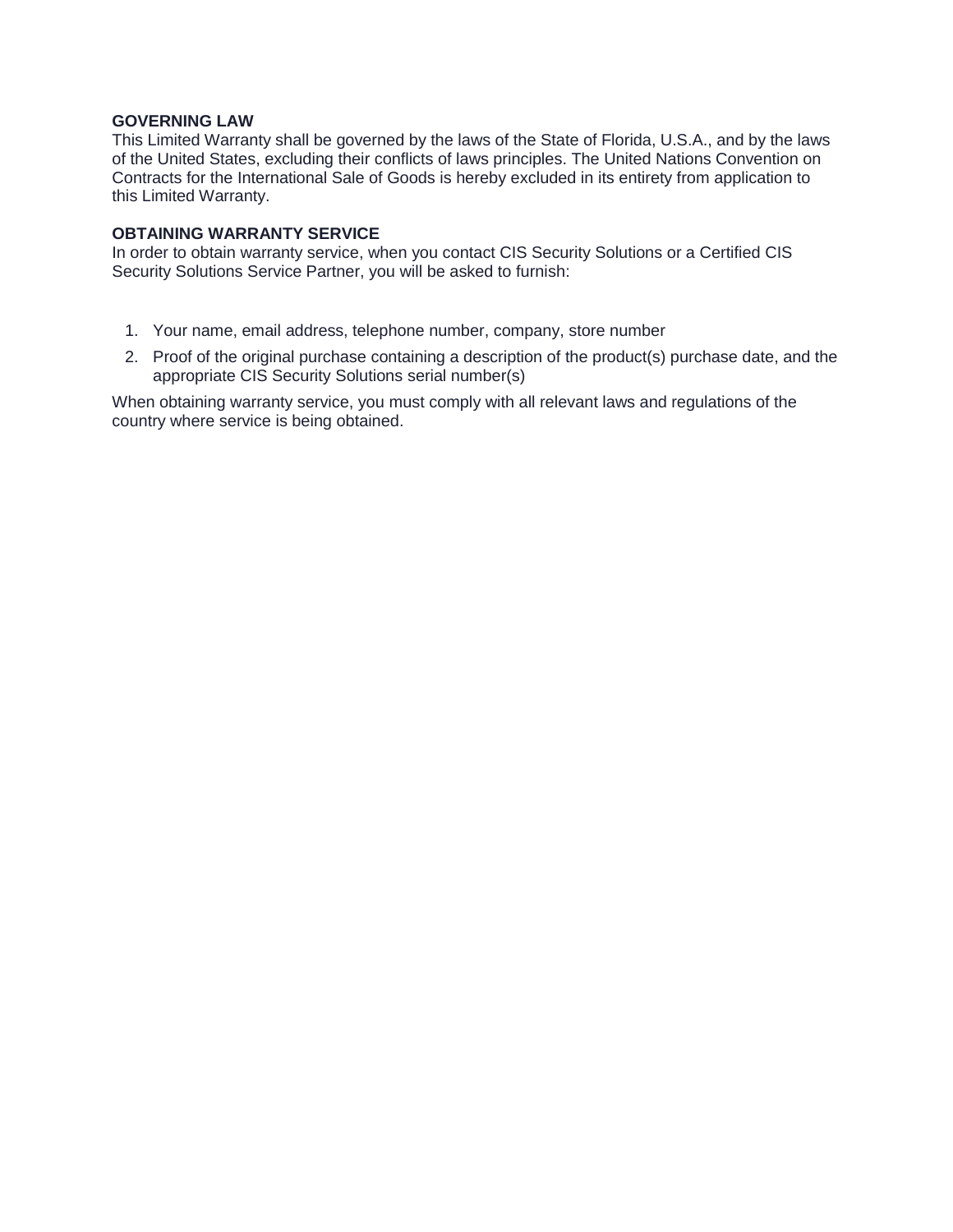**GOVERNING LAW**

This Limited Warranty shall be governed by the laws of the State of Florida, U.S.A., and by the laws of the United States, excluding their conflicts of laws principles. The United Nations Convention on Contracts for the International Sale of Goods is hereby excluded in its entirety from application to this Limited Warranty.

**OBTAINING WARRANTY SERVICE**

In order to obtain warranty service, when you contact CIS Security Solutions or a Certified CIS Security Solutions Service Partner, you will be asked to furnish:

1. Your name, email address, telephone number, company, store number
2. Proof of the original purchase containing a description of the product(s) purchase date, and the appropriate CIS Security Solutions serial number(s)

When obtaining warranty service, you must comply with all relevant laws and regulations of the country where service is being obtained.